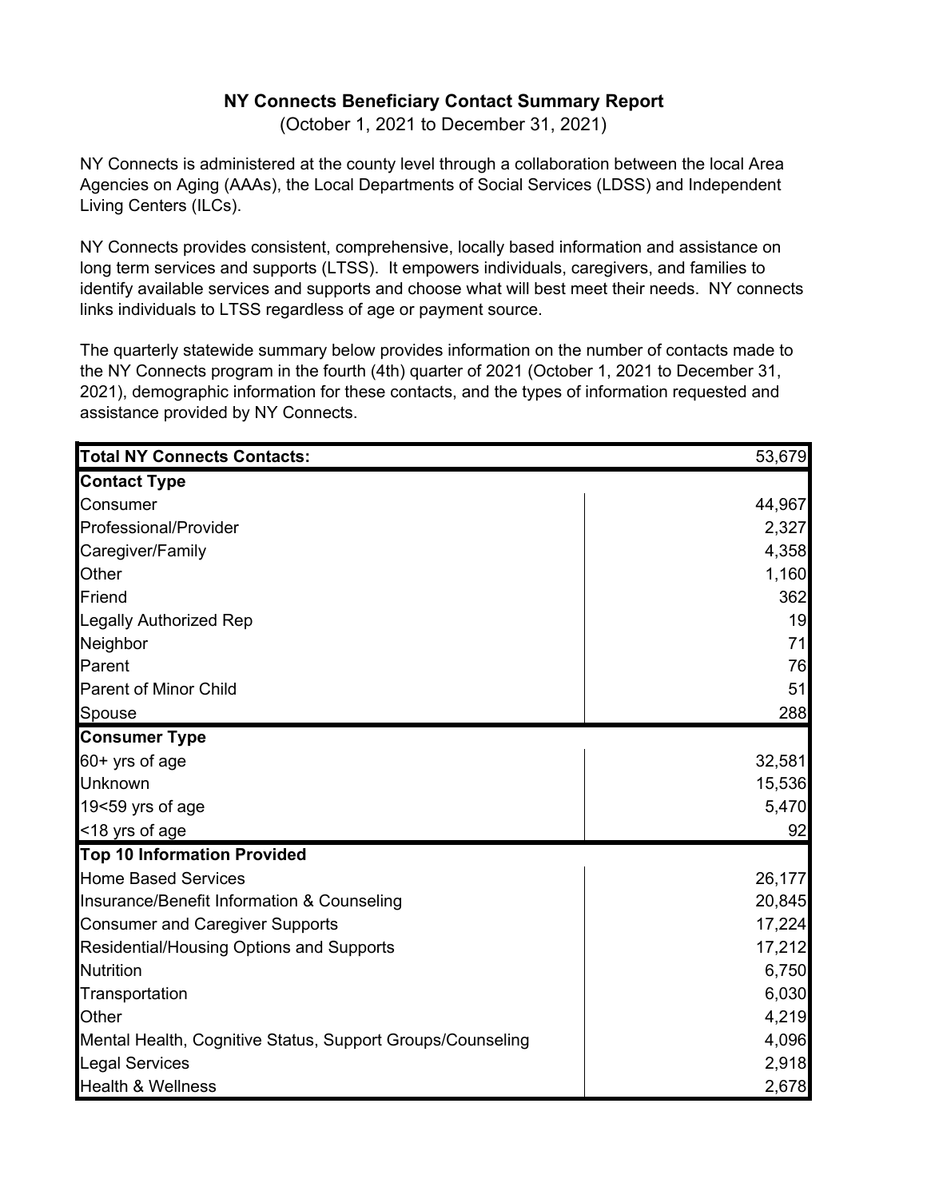# NY Connects Beneficiary Contact Summary Report

(October 1, 2021 to December 31, 2021)

NY Connects is administered at the county level through a collaboration between the local Area Agencies on Aging (AAAs), the Local Departments of Social Services (LDSS) and Independent Living Centers (ILCs).

NY Connects provides consistent, comprehensive, locally based information and assistance on long term services and supports (LTSS). It empowers individuals, caregivers, and families to identify available services and supports and choose what will best meet their needs. NY connects links individuals to LTSS regardless of age or payment source.

The quarterly statewide summary below provides information on the number of contacts made to the NY Connects program in the fourth (4th) quarter of 2021 (October 1, 2021 to December 31, 2021), demographic information for these contacts, and the types of information requested and assistance provided by NY Connects.

| **Total NY Connects Contacts:** | 53,679 |
|---|---|
| **Contact Type** | |
| Consumer | 44,967 |
| Professional/Provider | 2,327 |
| Caregiver/Family | 4,358 |
| Other | 1,160 |
| Friend | 362 |
| Legally Authorized Rep | 19 |
| Neighbor | 71 |
| Parent | 76 |
| Parent of Minor Child | 51 |
| Spouse | 288 |
| **Consumer Type** | |
| 60+ yrs of age | 32,581 |
| Unknown | 15,536 |
| 19<59 yrs of age | 5,470 |
| <18 yrs of age | 92 |
| **Top 10 Information Provided** | |
| Home Based Services | 26,177 |
| Insurance/Benefit Information & Counseling | 20,845 |
| Consumer and Caregiver Supports | 17,224 |
| Residential/Housing Options and Supports | 17,212 |
| Nutrition | 6,750 |
| Transportation | 6,030 |
| Other | 4,219 |
| Mental Health, Cognitive Status, Support Groups/Counseling | 4,096 |
| Legal Services | 2,918 |
| Health & Wellness | 2,678 |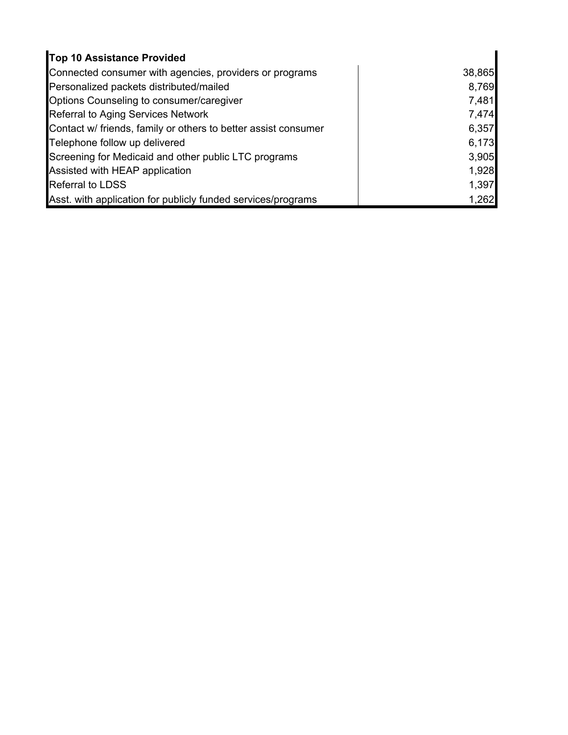| Top 10 Assistance Provided | |
| --- | --- |
| Connected consumer with agencies, providers or programs | 38,865 |
| Personalized packets distributed/mailed | 8,769 |
| Options Counseling to consumer/caregiver | 7,481 |
| Referral to Aging Services Network | 7,474 |
| Contact w/ friends, family or others to better assist consumer | 6,357 |
| Telephone follow up delivered | 6,173 |
| Screening for Medicaid and other public LTC programs | 3,905 |
| Assisted with HEAP application | 1,928 |
| Referral to LDSS | 1,397 |
| Asst. with application for publicly funded services/programs | 1,262 |